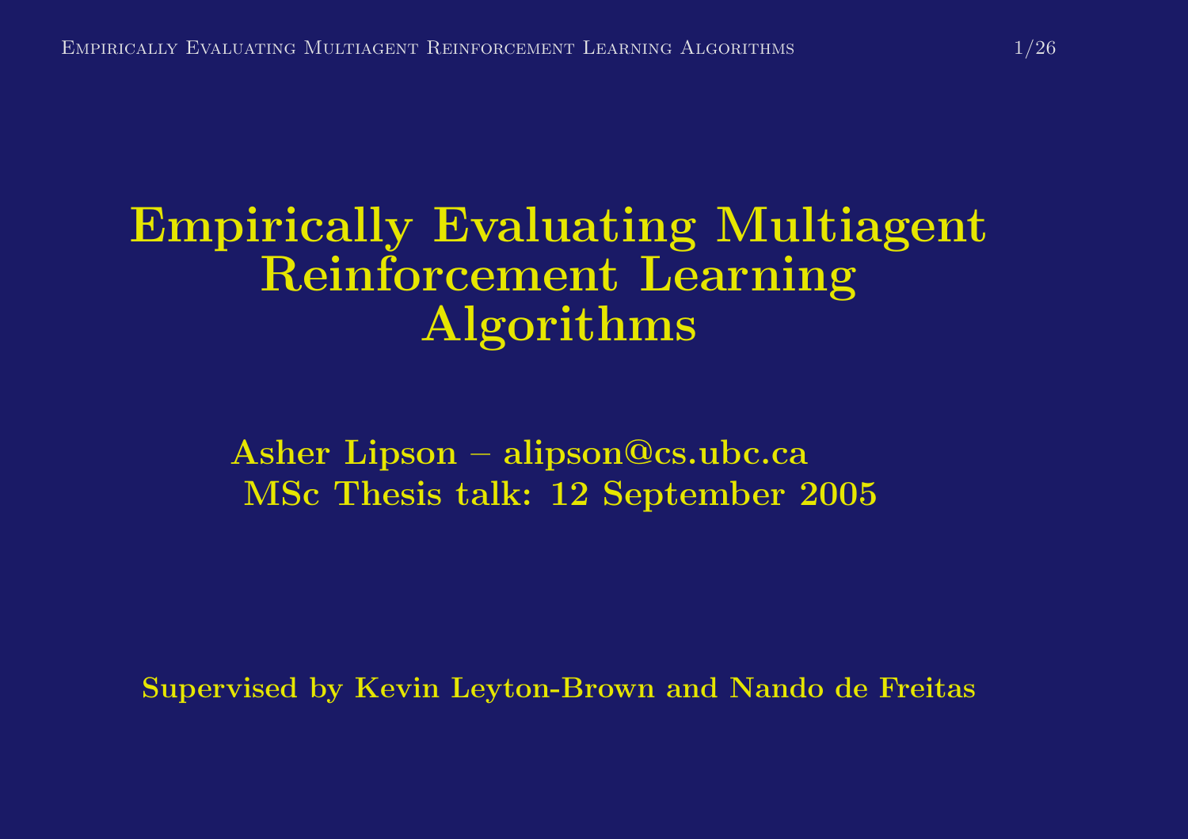# Empirically Evaluating Multiagent Reinforcement Learning Algorithms

**Asher Lipson – alipson@cs.ubc.ca**
**MSc Thesis talk: 12 September 2005**

**Supervised by Kevin Leyton-Brown and Nando de Freitas**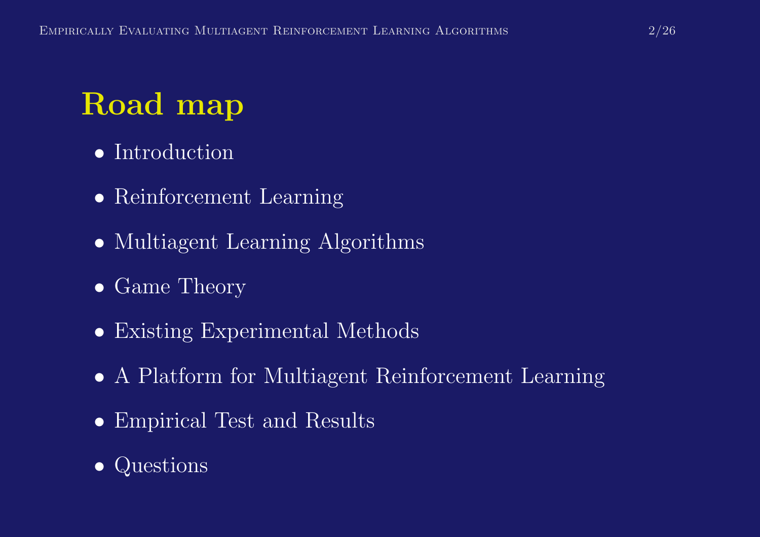# Road map

- Introduction
- Reinforcement Learning
- Multiagent Learning Algorithms
- Game Theory
- Existing Experimental Methods
- A Platform for Multiagent Reinforcement Learning
- Empirical Test and Results
- Questions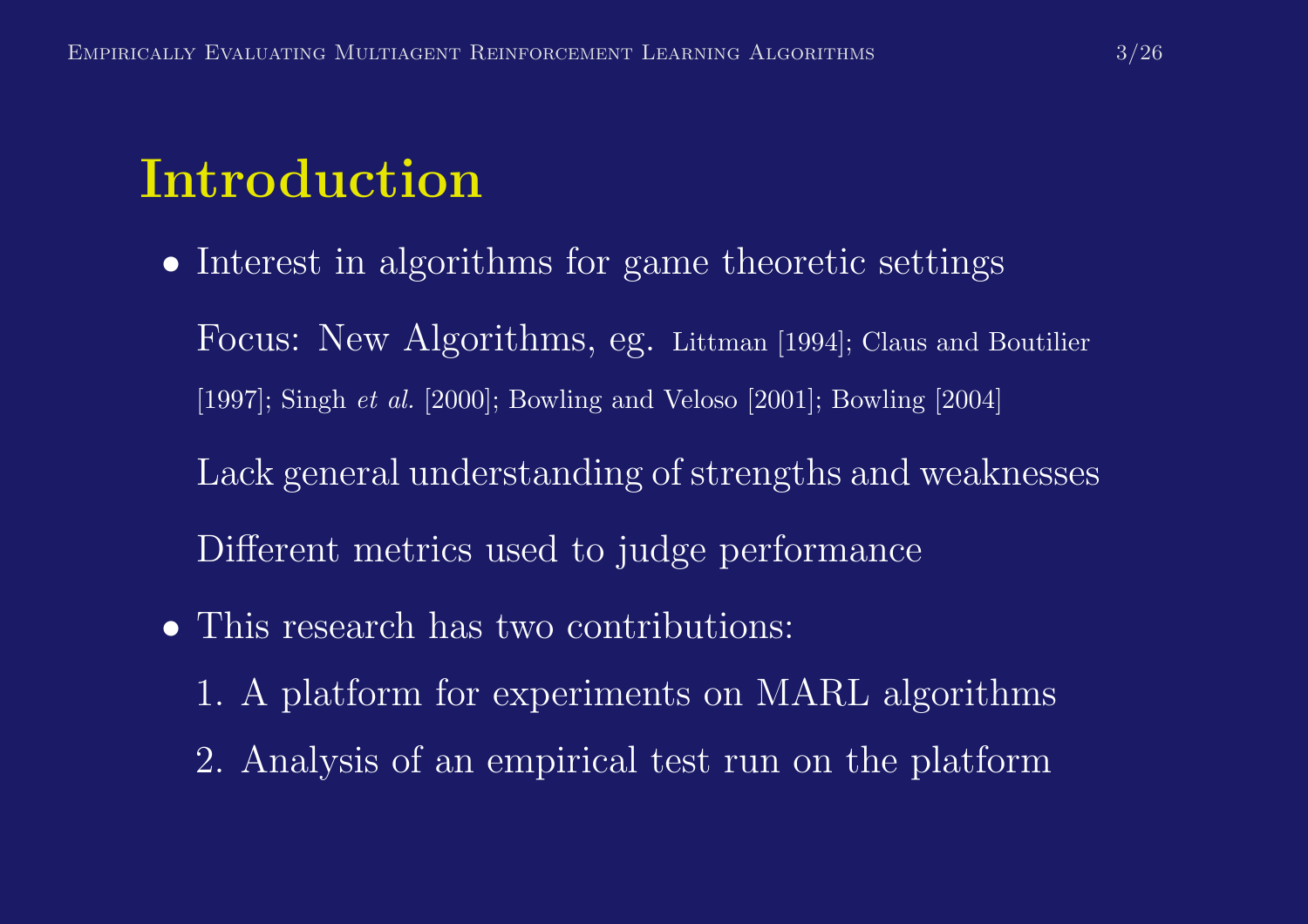# Introduction

- Interest in algorithms for game theoretic settings

  Focus: New Algorithms, eg. Littman [1994]; Claus and Boutilier [1997]; Singh *et al.* [2000]; Bowling and Veloso [2001]; Bowling [2004]

  Lack general understanding of strengths and weaknesses

  Different metrics used to judge performance

- This research has two contributions:

  1. A platform for experiments on MARL algorithms
  2. Analysis of an empirical test run on the platform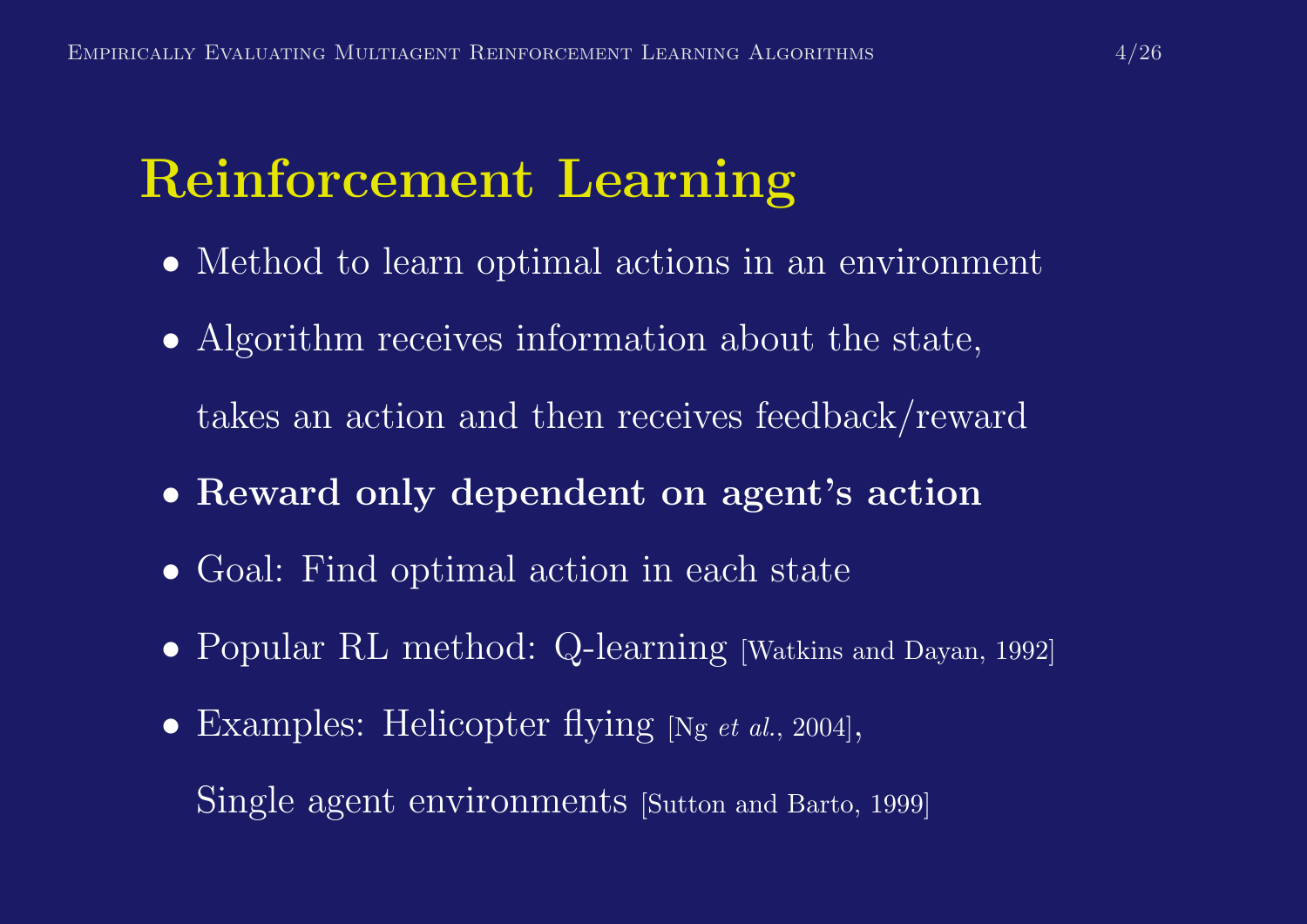# Reinforcement Learning

- Method to learn optimal actions in an environment
- Algorithm receives information about the state,

  takes an action and then receives feedback/reward
- **Reward only dependent on agent's action**
- Goal: Find optimal action in each state
- Popular RL method: Q-learning [Watkins and Dayan, 1992]
- Examples: Helicopter flying [Ng *et al.*, 2004],

  Single agent environments [Sutton and Barto, 1999]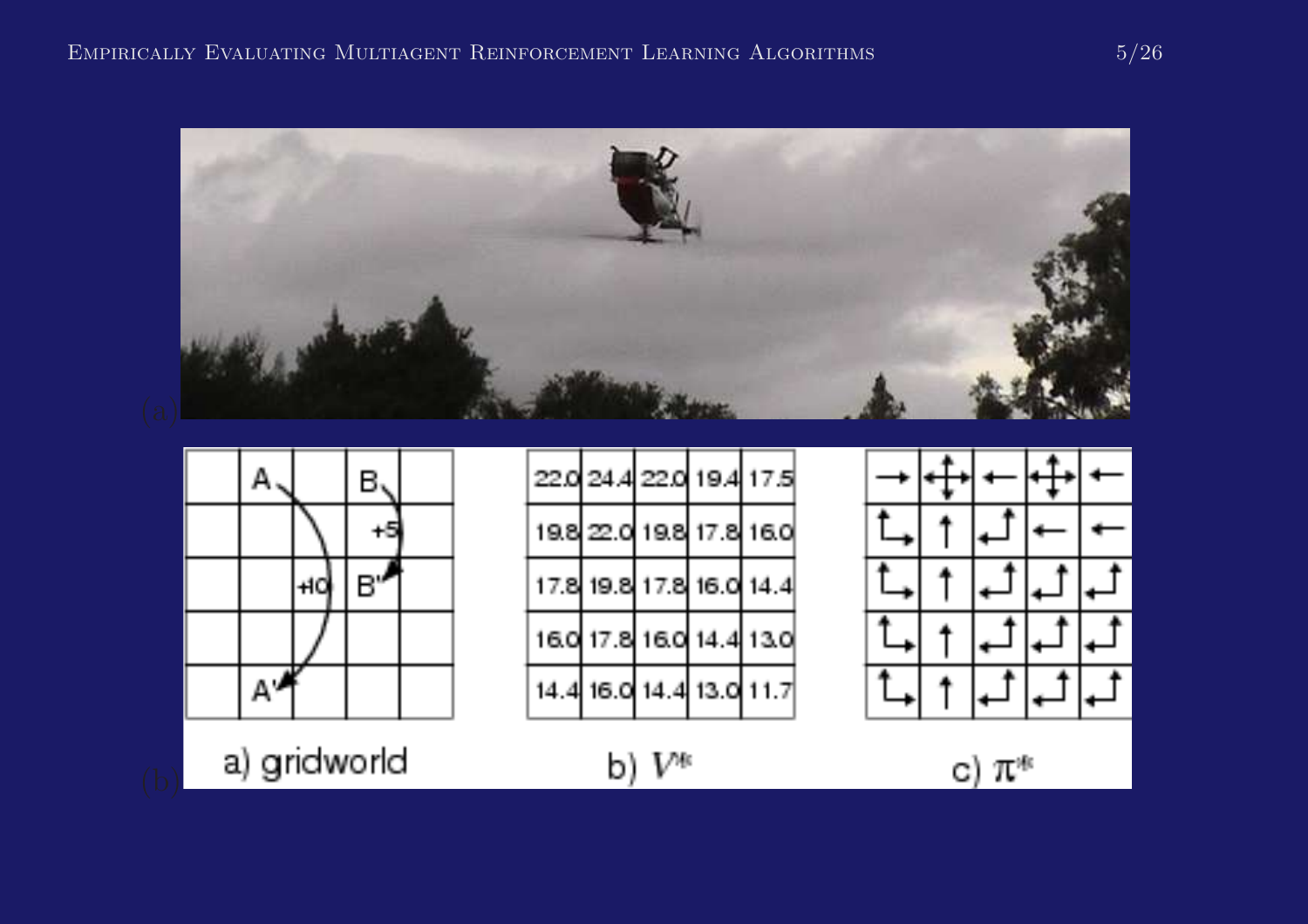(a)

(b)

a) gridworld

| | A | | B | |
|---|---|---|---|---|
| | | | +5 | |
| | | +10 | B' | |
| | | | | |
| | A' | | | |

b) $V^*$

| | | | | |
|---|---|---|---|---|
| 22.0 | 24.4 | 22.0 | 19.4 | 17.5 |
| 19.8 | 22.0 | 19.8 | 17.8 | 16.0 |
| 17.8 | 19.8 | 17.8 | 16.0 | 14.4 |
| 16.0 | 17.8 | 16.0 | 14.4 | 13.0 |
| 14.4 | 16.0 | 14.4 | 13.0 | 11.7 |

c) $\pi^*$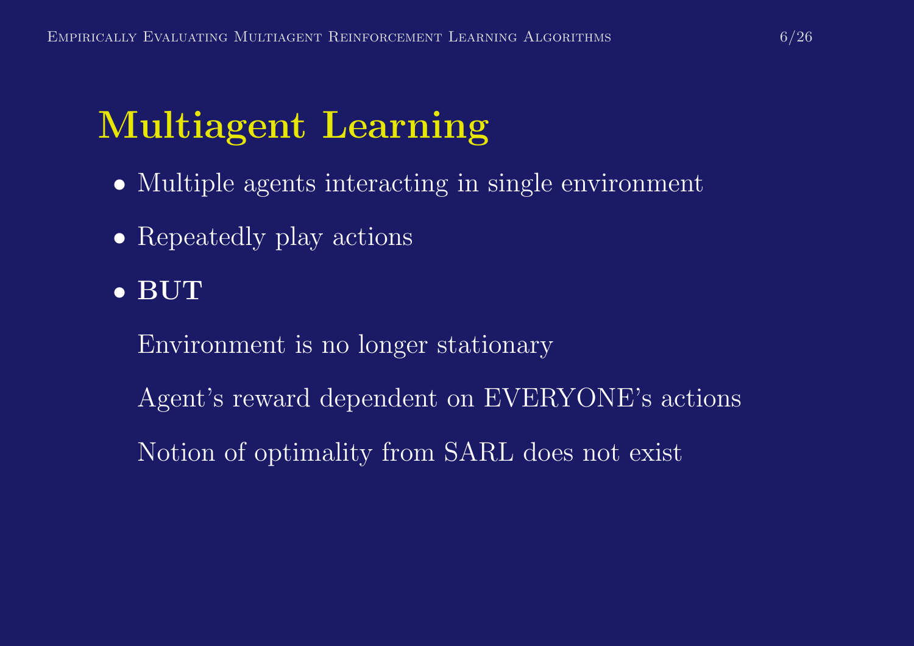# Multiagent Learning

- Multiple agents interacting in single environment
- Repeatedly play actions
- **BUT**

  Environment is no longer stationary

  Agent's reward dependent on EVERYONE's actions

  Notion of optimality from SARL does not exist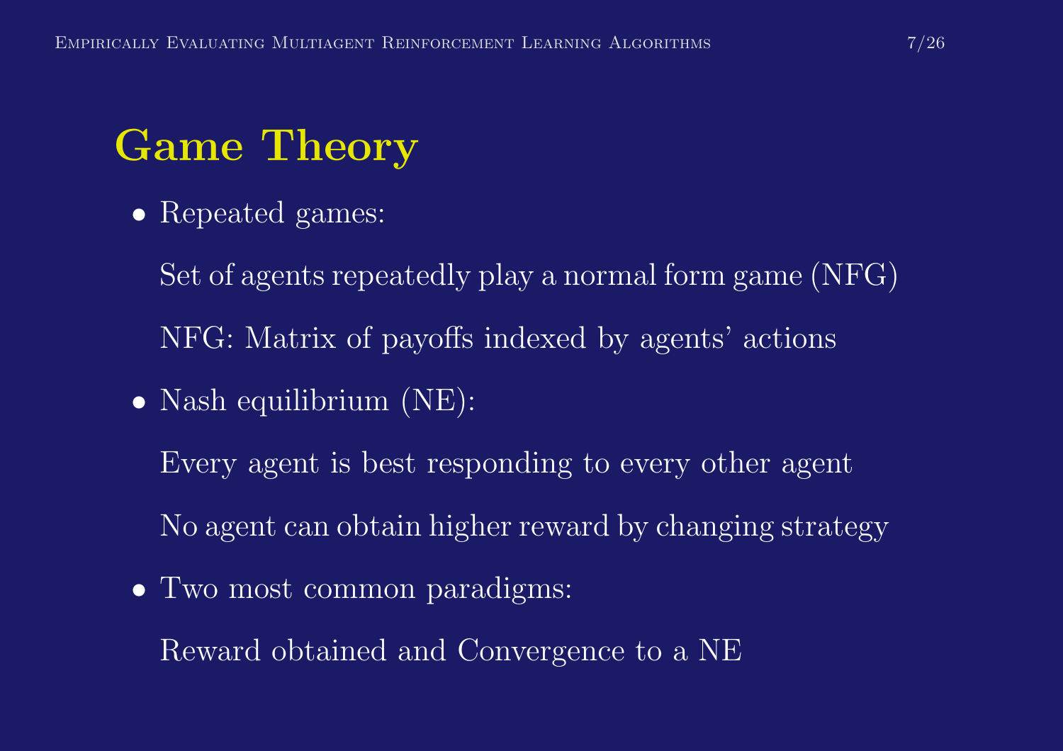# Game Theory

- Repeated games:

  Set of agents repeatedly play a normal form game (NFG)

  NFG: Matrix of payoffs indexed by agents' actions

- Nash equilibrium (NE):

  Every agent is best responding to every other agent

  No agent can obtain higher reward by changing strategy

- Two most common paradigms:

  Reward obtained and Convergence to a NE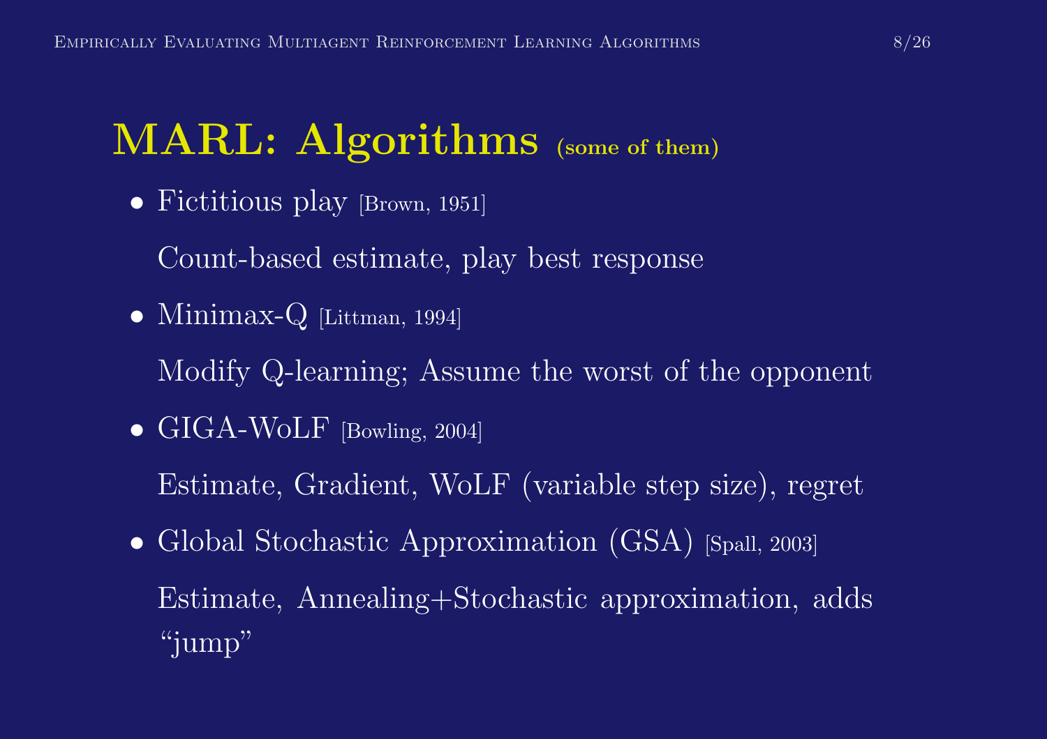# MARL: Algorithms (some of them)

- Fictitious play [Brown, 1951]

  Count-based estimate, play best response

- Minimax-Q [Littman, 1994]

  Modify Q-learning; Assume the worst of the opponent

- GIGA-WoLF [Bowling, 2004]

  Estimate, Gradient, WoLF (variable step size), regret

- Global Stochastic Approximation (GSA) [Spall, 2003]

  Estimate, Annealing+Stochastic approximation, adds "jump"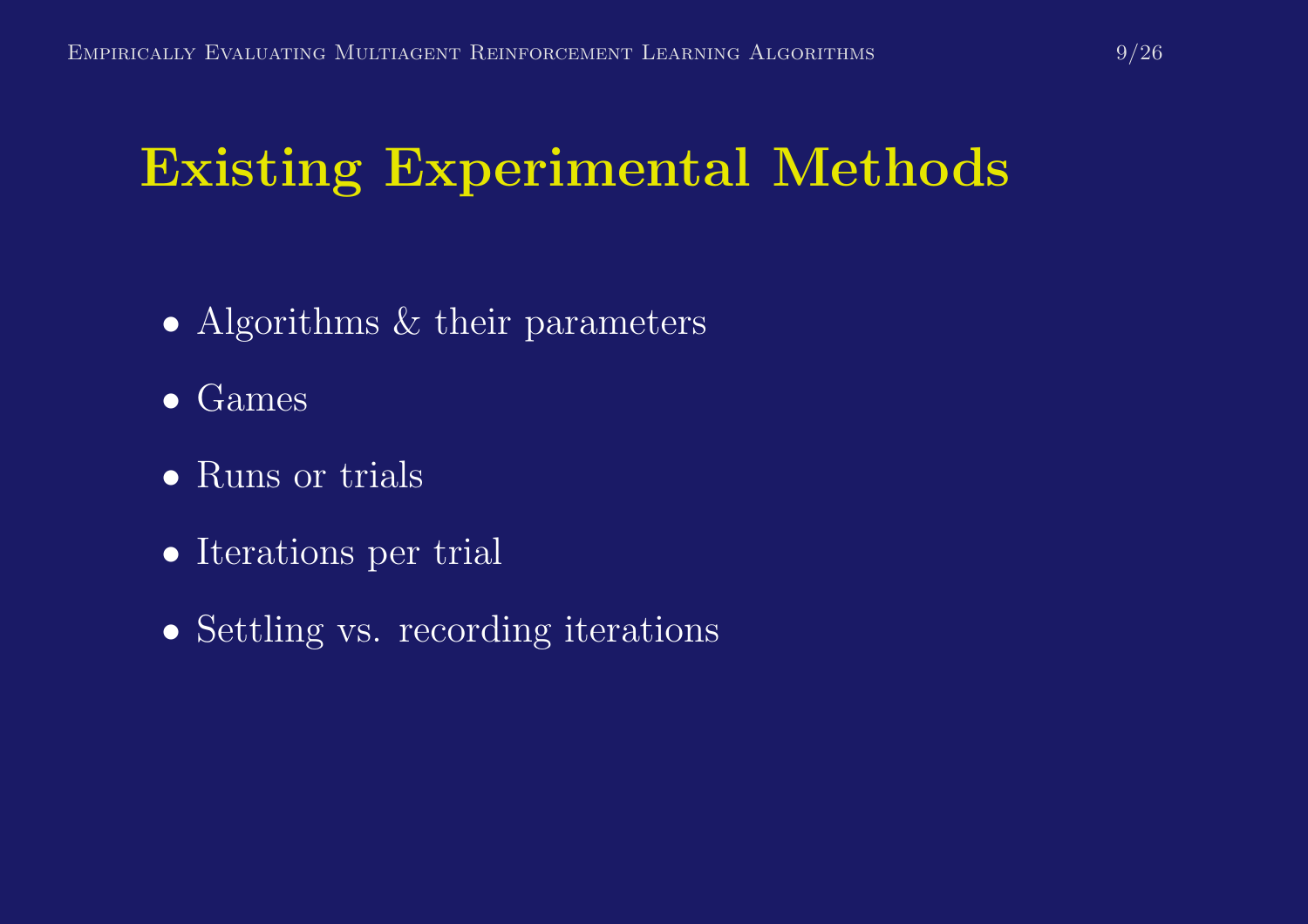# Existing Experimental Methods

- Algorithms & their parameters
- Games
- Runs or trials
- Iterations per trial
- Settling vs. recording iterations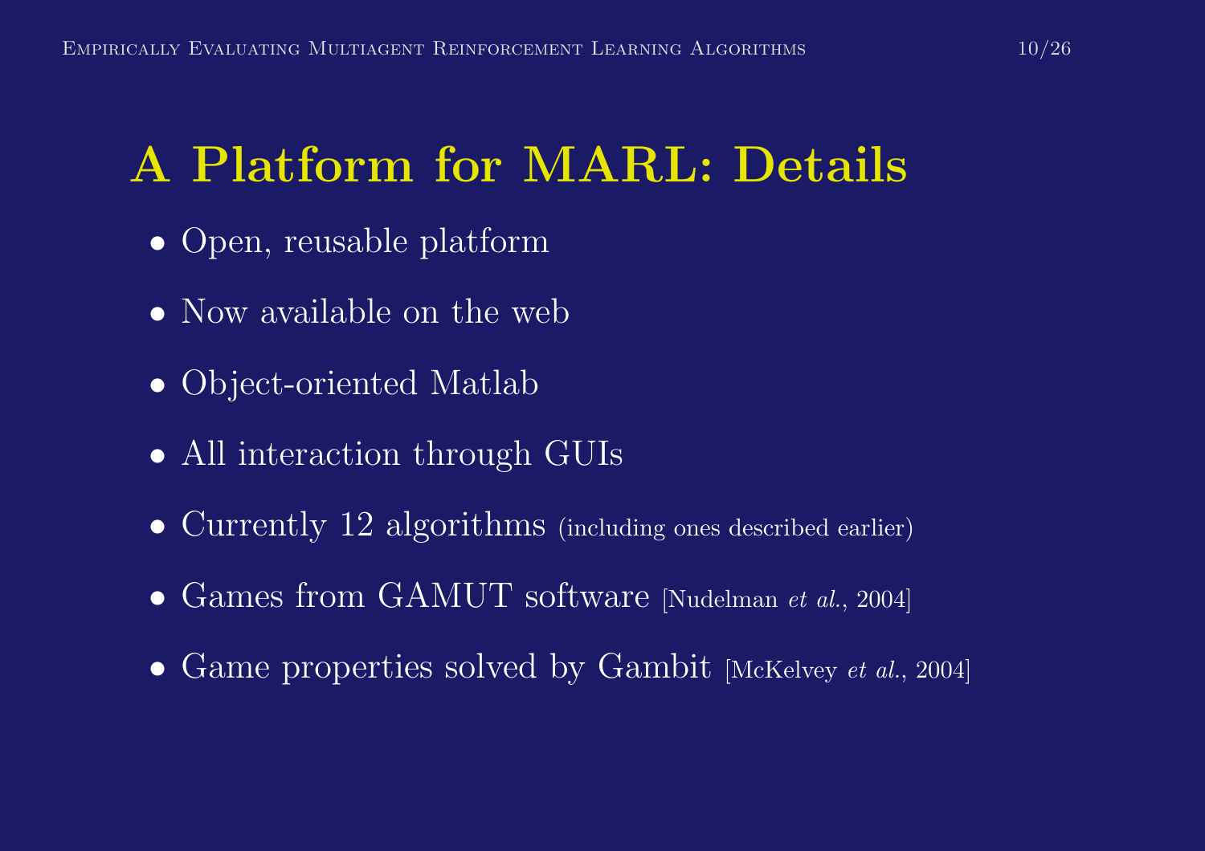# A Platform for MARL: Details

- Open, reusable platform
- Now available on the web
- Object-oriented Matlab
- All interaction through GUIs
- Currently 12 algorithms (including ones described earlier)
- Games from GAMUT software [Nudelman *et al.*, 2004]
- Game properties solved by Gambit [McKelvey *et al.*, 2004]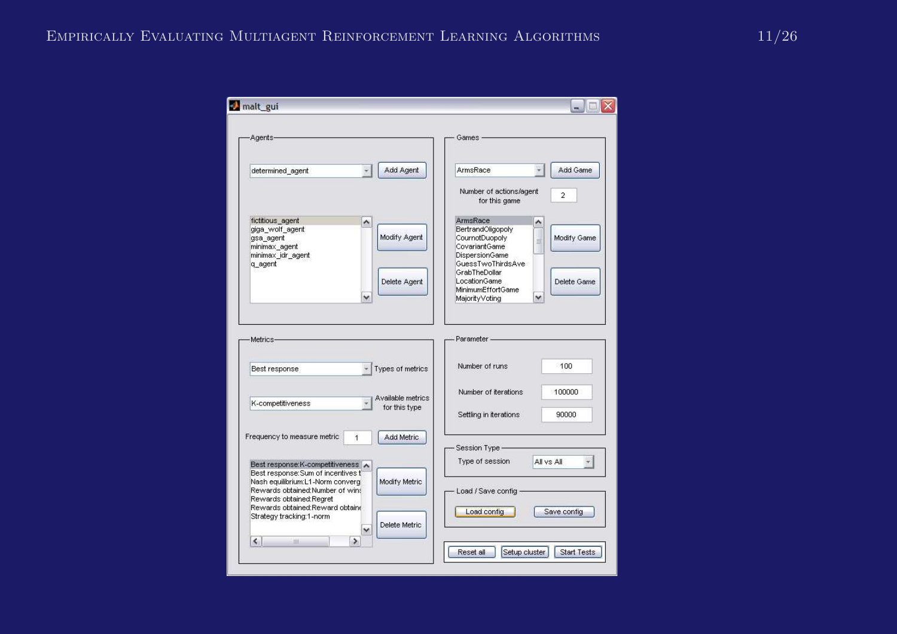**malt_gui**

**Agents**

- determined_agent — Add Agent
- fictitious_agent
- giga_wolf_agent
- gsa_agent
- minimax_agent
- minimax_idr_agent
- q_agent

Modify Agent | Delete Agent

**Games**

- ArmsRace — Add Game
- Number of actions/agent for this game: 2
- ArmsRace
- BertrandOligopoly
- CournotDuopoly
- CovariantGame
- DispersionGame
- GuessTwoThirdsAve
- GrabTheDollar
- LocationGame
- MinimumEffortGame
- MajorityVoting

Modify Game | Delete Game

**Metrics**

- Best response — Types of metrics
- K-competitiveness — Available metrics for this type
- Frequency to measure metric: 1 — Add Metric
- Best response:K-competitiveness
- Best response:Sum of incentives t
- Nash equilibrium:L1-Norm converg
- Rewards obtained:Number of wins
- Rewards obtained:Regret
- Rewards obtained:Reward obtaine
- Strategy tracking:1-norm

Modify Metric | Delete Metric

**Parameter**

| Parameter | Value |
| --- | --- |
| Number of runs | 100 |
| Number of iterations | 100000 |
| Settling in iterations | 90000 |

**Session Type**

- Type of session: All vs All

**Load / Save config**

Load config | Save config

Reset all | Setup cluster | Start Tests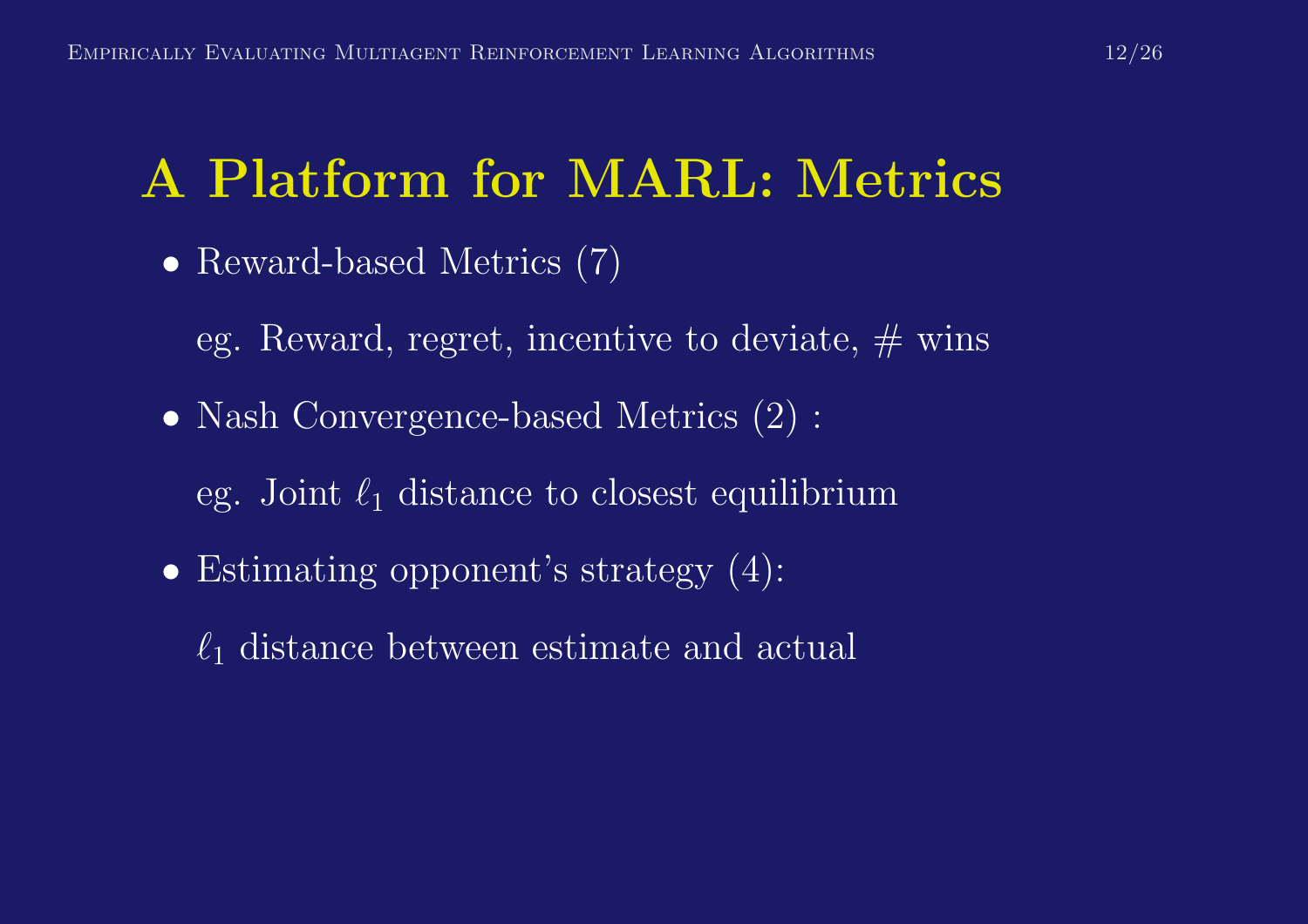# A Platform for MARL: Metrics

- Reward-based Metrics (7)

  eg. Reward, regret, incentive to deviate, # wins

- Nash Convergence-based Metrics (2) :

  eg. Joint $\ell_1$ distance to closest equilibrium

- Estimating opponent's strategy (4):

  $\ell_1$ distance between estimate and actual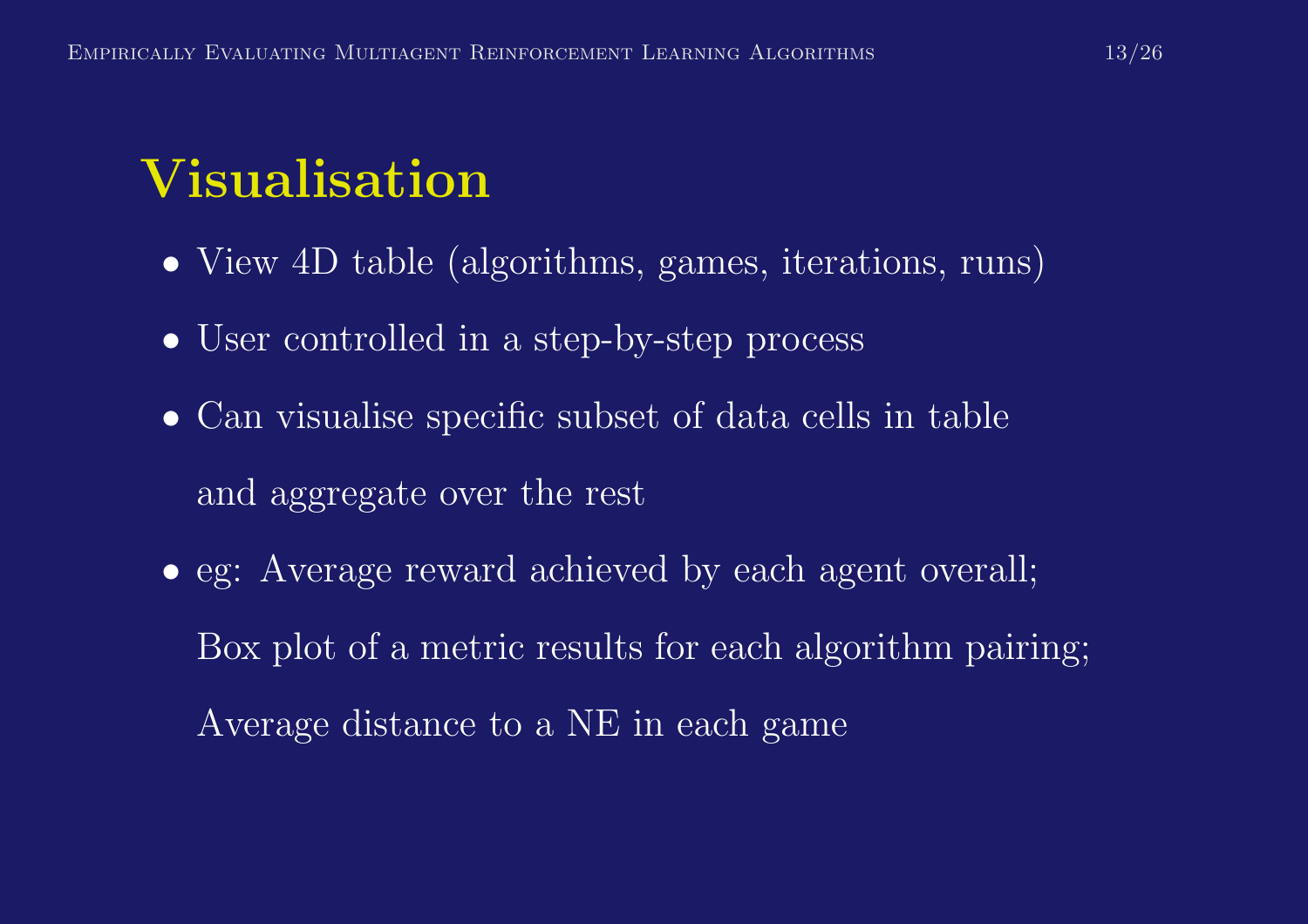# Visualisation

- View 4D table (algorithms, games, iterations, runs)
- User controlled in a step-by-step process
- Can visualise specific subset of data cells in table and aggregate over the rest
- eg: Average reward achieved by each agent overall; Box plot of a metric results for each algorithm pairing; Average distance to a NE in each game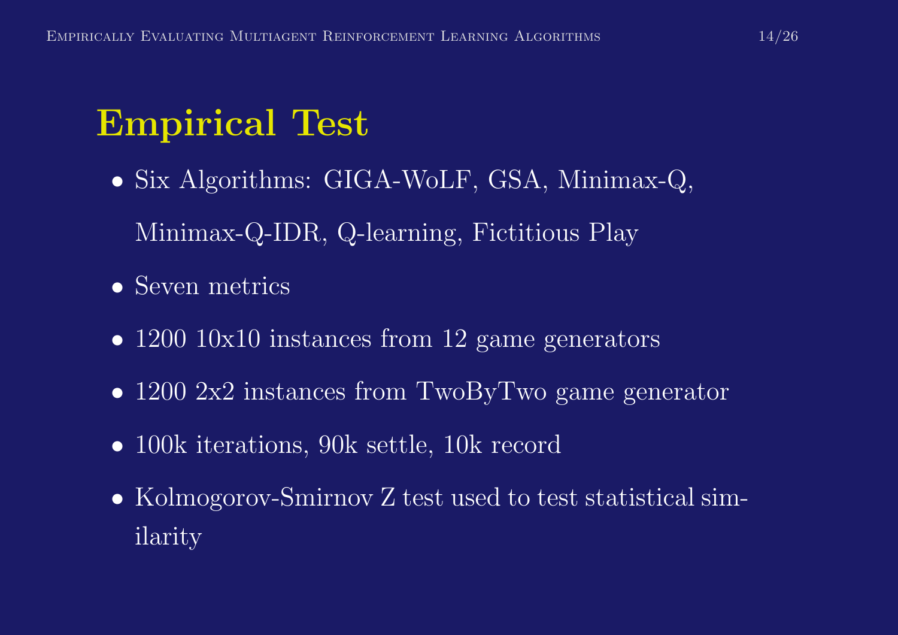# Empirical Test

- Six Algorithms: GIGA-WoLF, GSA, Minimax-Q, Minimax-Q-IDR, Q-learning, Fictitious Play
- Seven metrics
- 1200 10x10 instances from 12 game generators
- 1200 2x2 instances from TwoByTwo game generator
- 100k iterations, 90k settle, 10k record
- Kolmogorov-Smirnov Z test used to test statistical similarity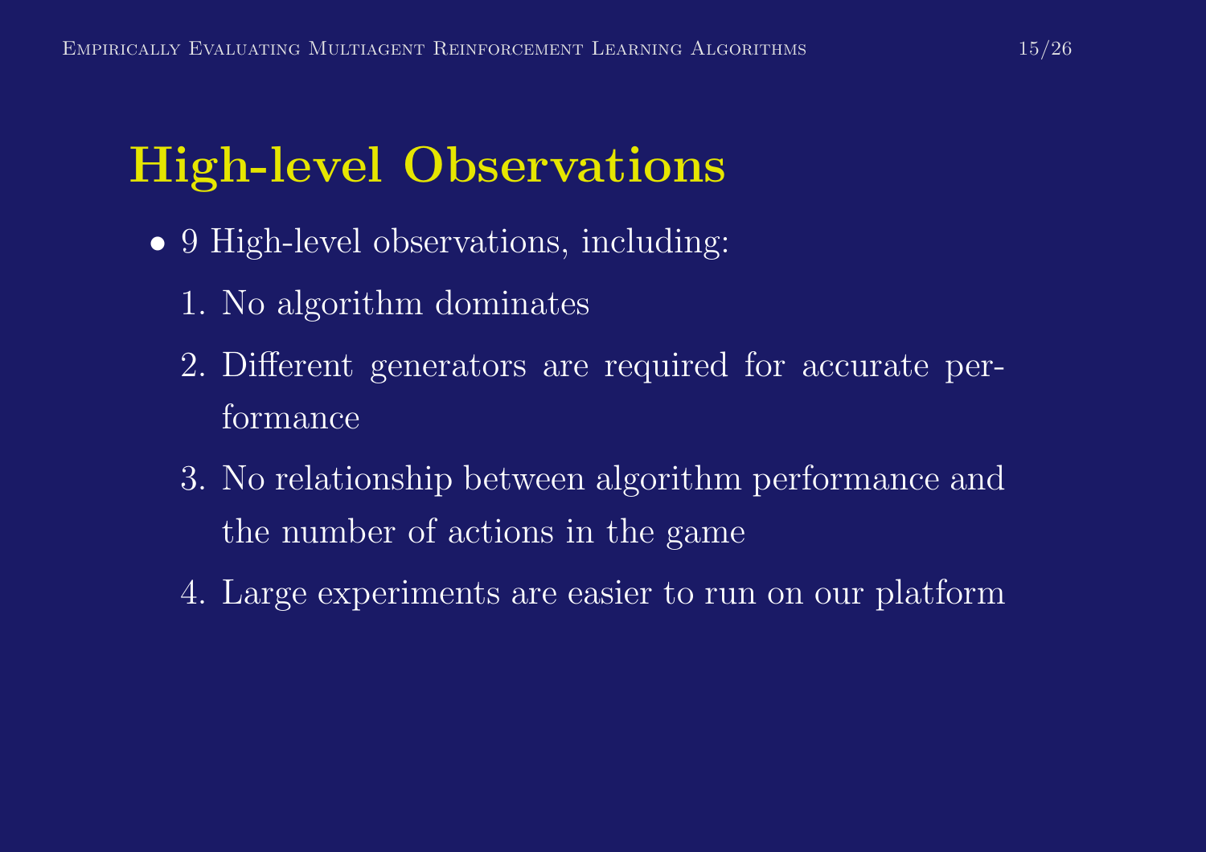# High-level Observations

- 9 High-level observations, including:
  1. No algorithm dominates
  2. Different generators are required for accurate performance
  3. No relationship between algorithm performance and the number of actions in the game
  4. Large experiments are easier to run on our platform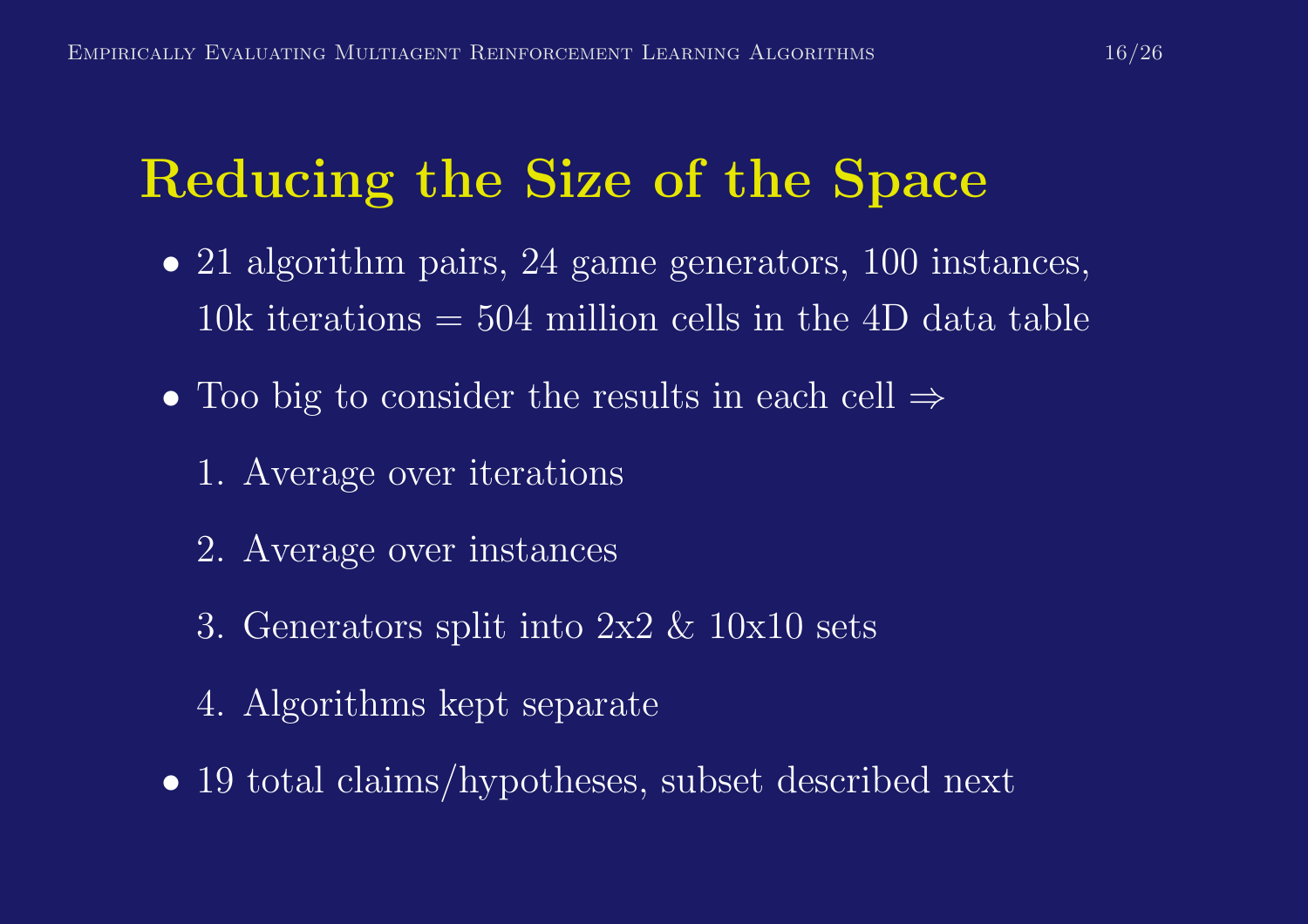# Reducing the Size of the Space

- 21 algorithm pairs, 24 game generators, 100 instances, 10k iterations = 504 million cells in the 4D data table
- Too big to consider the results in each cell ⇒
  1. Average over iterations
  2. Average over instances
  3. Generators split into 2x2 & 10x10 sets
  4. Algorithms kept separate
- 19 total claims/hypotheses, subset described next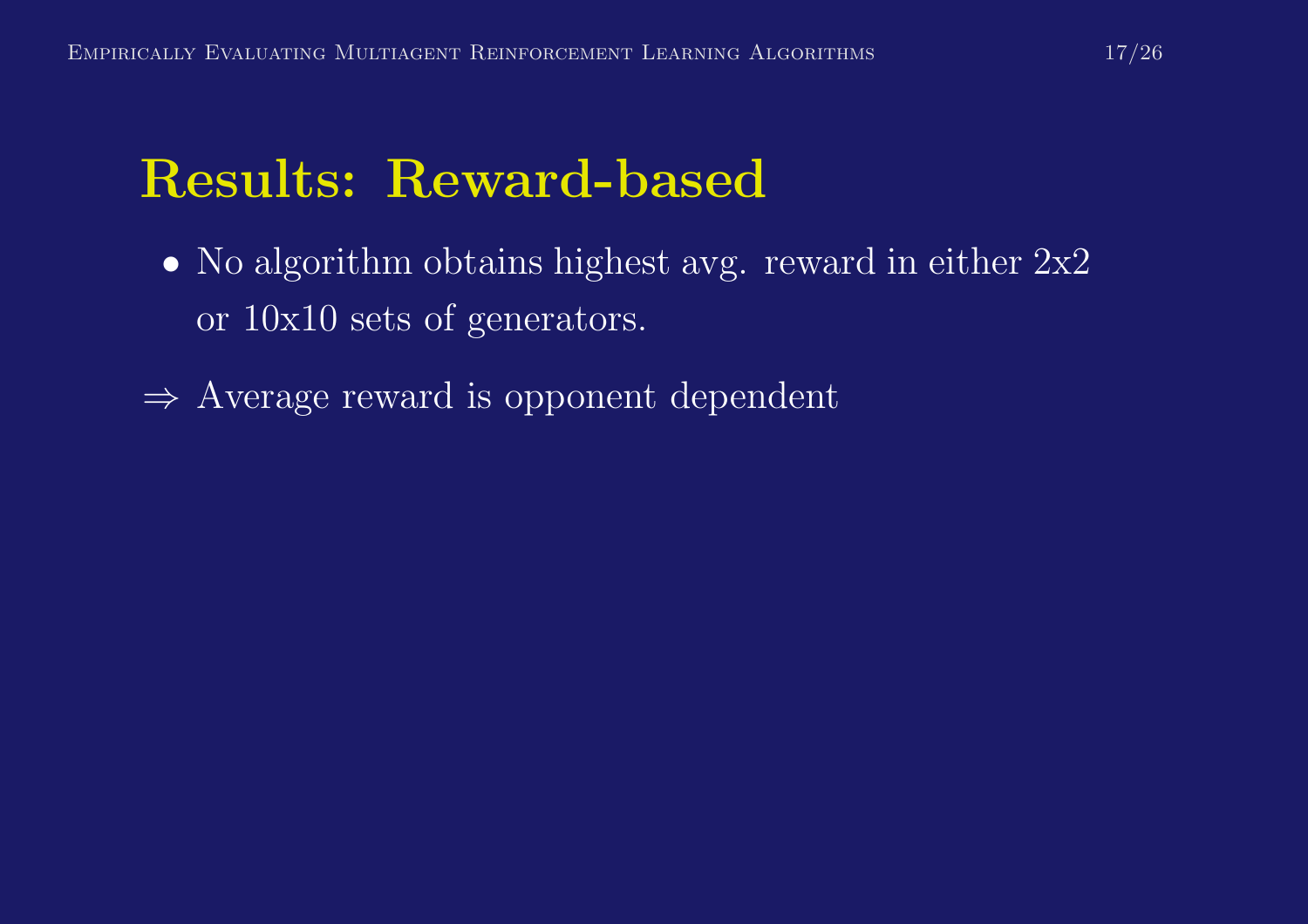# Results: Reward-based

- No algorithm obtains highest avg. reward in either 2x2 or 10x10 sets of generators.

$\Rightarrow$ Average reward is opponent dependent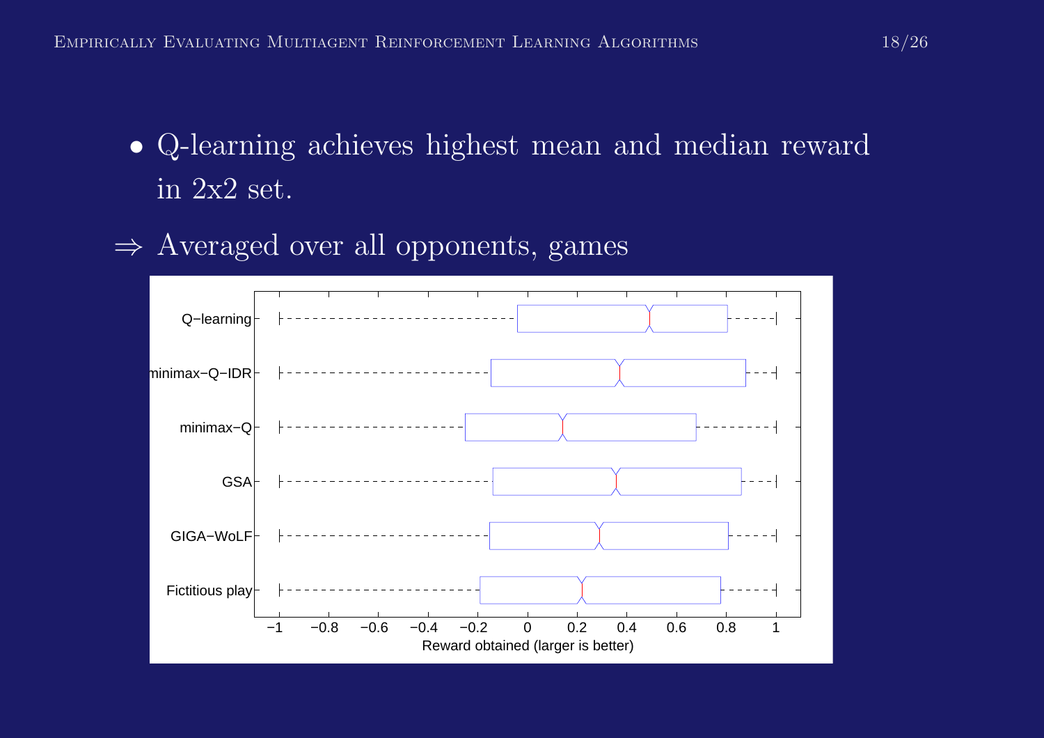- Q-learning achieves highest mean and median reward in 2x2 set.

$\Rightarrow$ Averaged over all opponents, games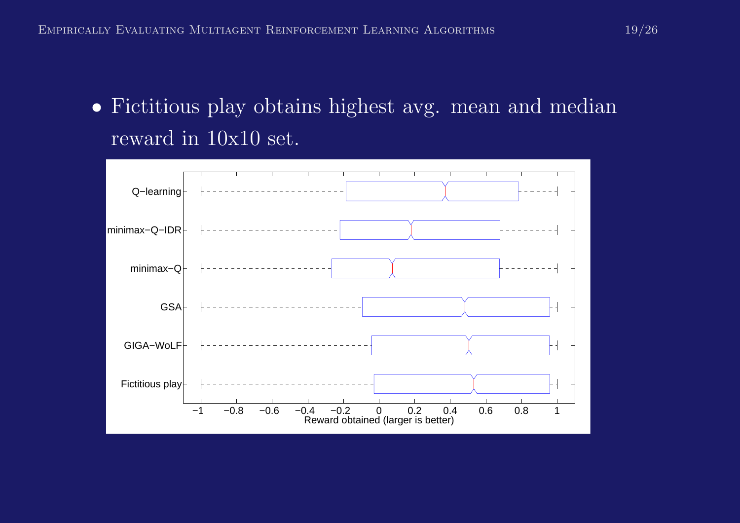- Fictitious play obtains highest avg. mean and median reward in 10x10 set.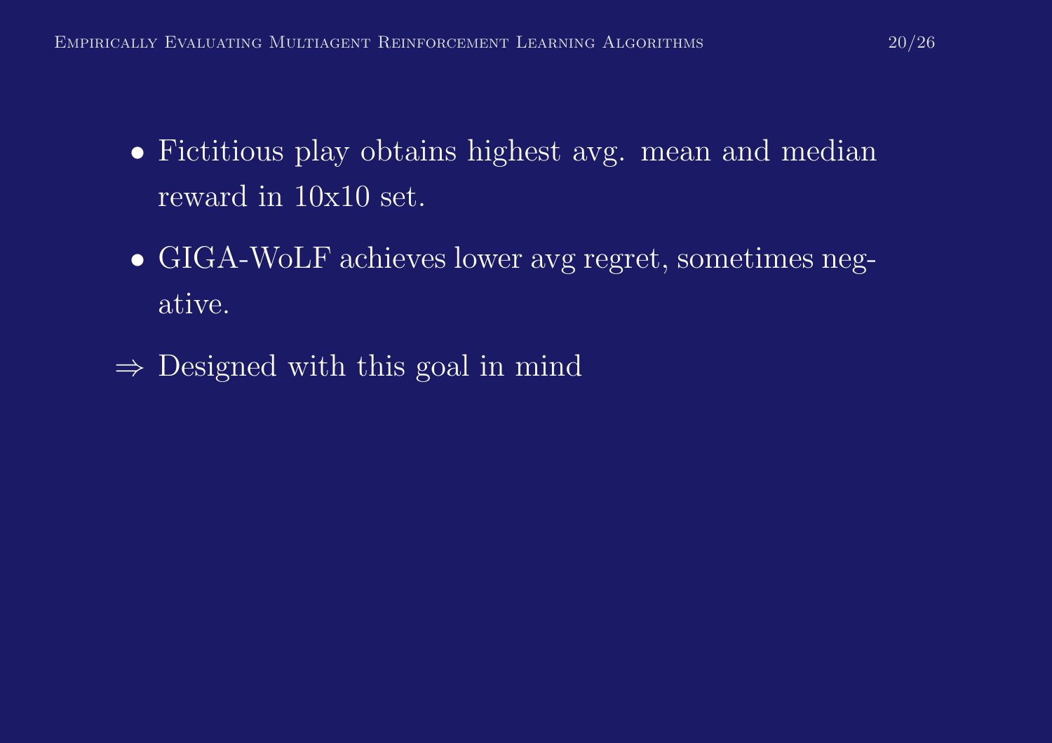- Fictitious play obtains highest avg. mean and median reward in 10x10 set.
- GIGA-WoLF achieves lower avg regret, sometimes negative.

$\Rightarrow$ Designed with this goal in mind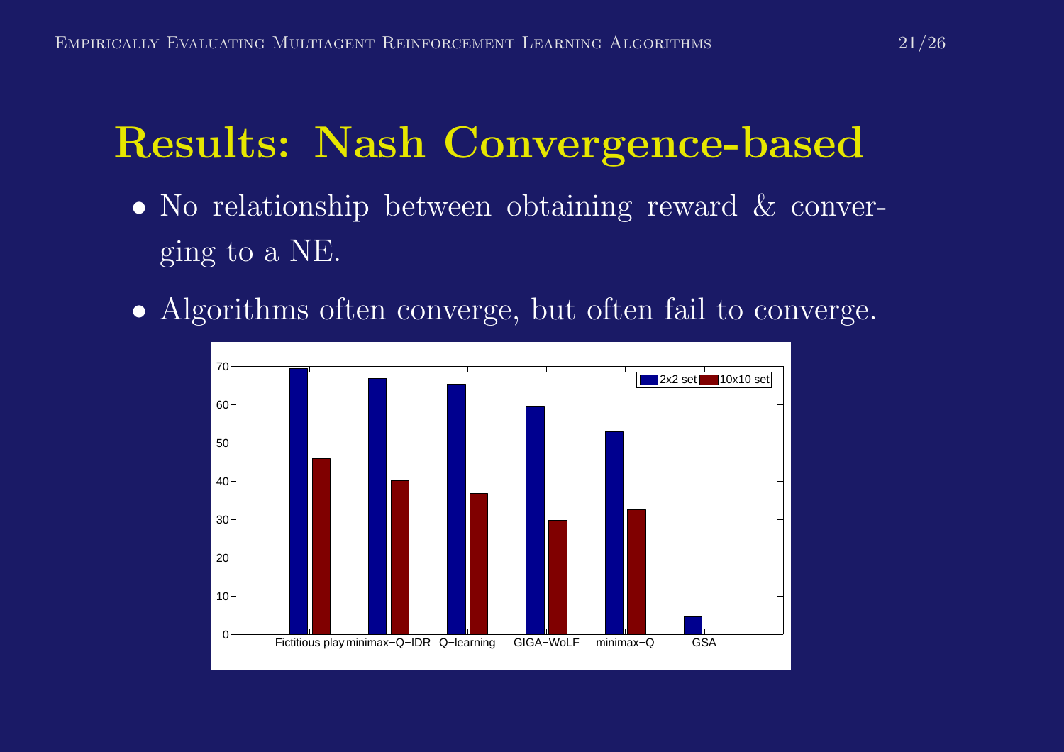# Results: Nash Convergence-based

- No relationship between obtaining reward & converging to a NE.
- Algorithms often converge, but often fail to converge.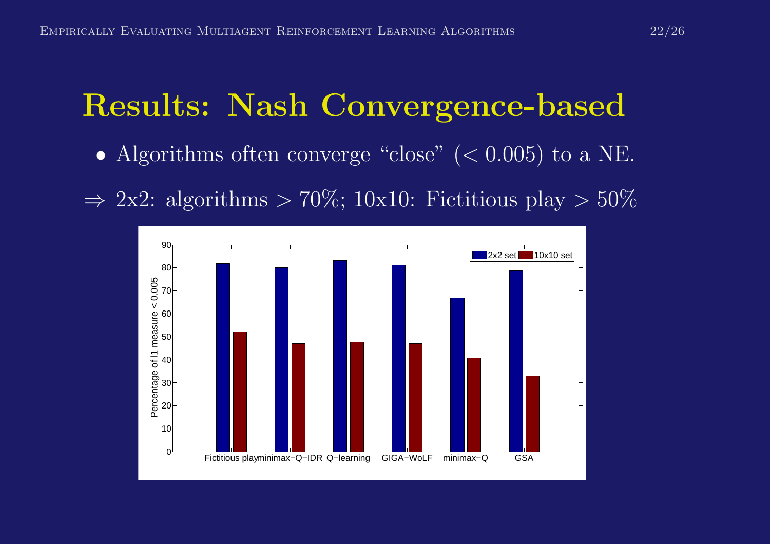# Results: Nash Convergence-based

- Algorithms often converge "close" ($< 0.005$) to a NE.

$\Rightarrow$ 2x2: algorithms $> 70\%$; 10x10: Fictitious play $> 50\%$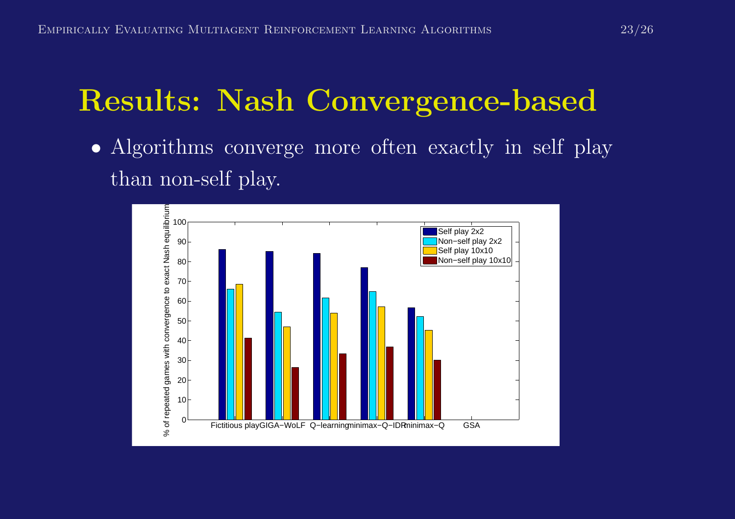# Results: Nash Convergence-based

- Algorithms converge more often exactly in self play than non-self play.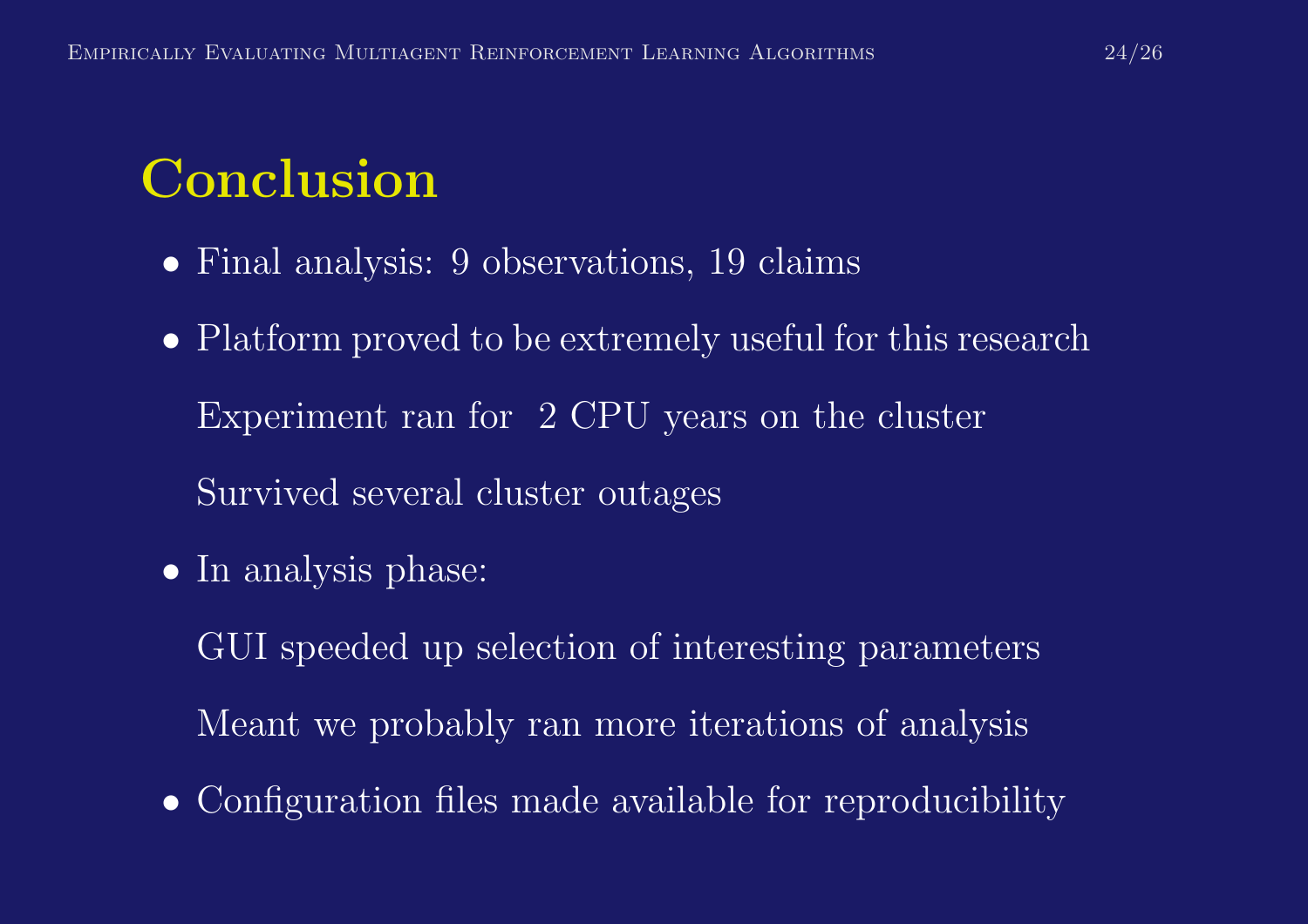# Conclusion

- Final analysis: 9 observations, 19 claims
- Platform proved to be extremely useful for this research

  Experiment ran for  2 CPU years on the cluster

  Survived several cluster outages
- In analysis phase:

  GUI speeded up selection of interesting parameters

  Meant we probably ran more iterations of analysis
- Configuration files made available for reproducibility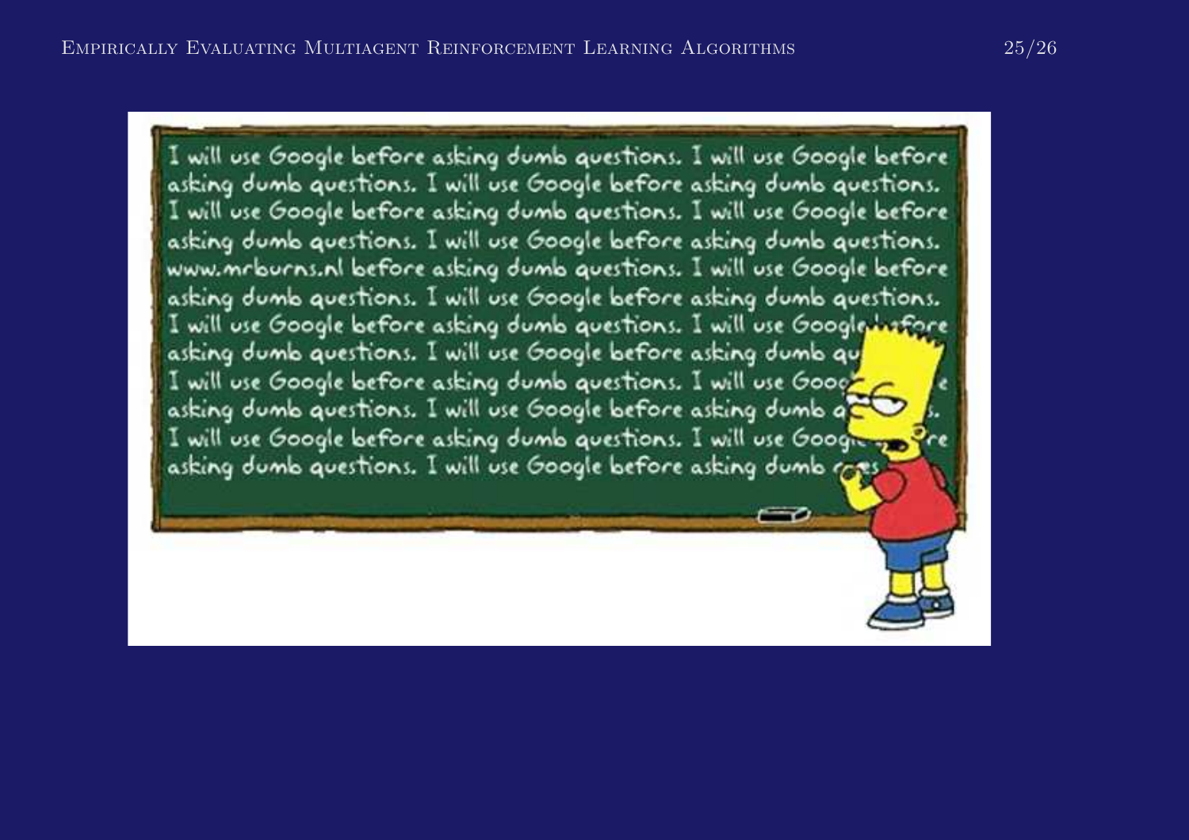I will use Google before asking dumb questions. I will use Google before asking dumb questions. I will use Google before asking dumb questions. I will use Google before asking dumb questions. I will use Google before asking dumb questions. I will use Google before asking dumb questions. www.mrburns.nl before asking dumb questions. I will use Google before asking dumb questions. I will use Google before asking dumb questions. I will use Google before asking dumb questions. I will use Google before asking dumb questions. I will use Google before asking dumb qu I will use Google before asking dumb questions. I will use Goog e asking dumb questions. I will use Google before asking dumb q . I will use Google before asking dumb questions. I will use Goog re asking dumb questions. I will use Google before asking dumb ques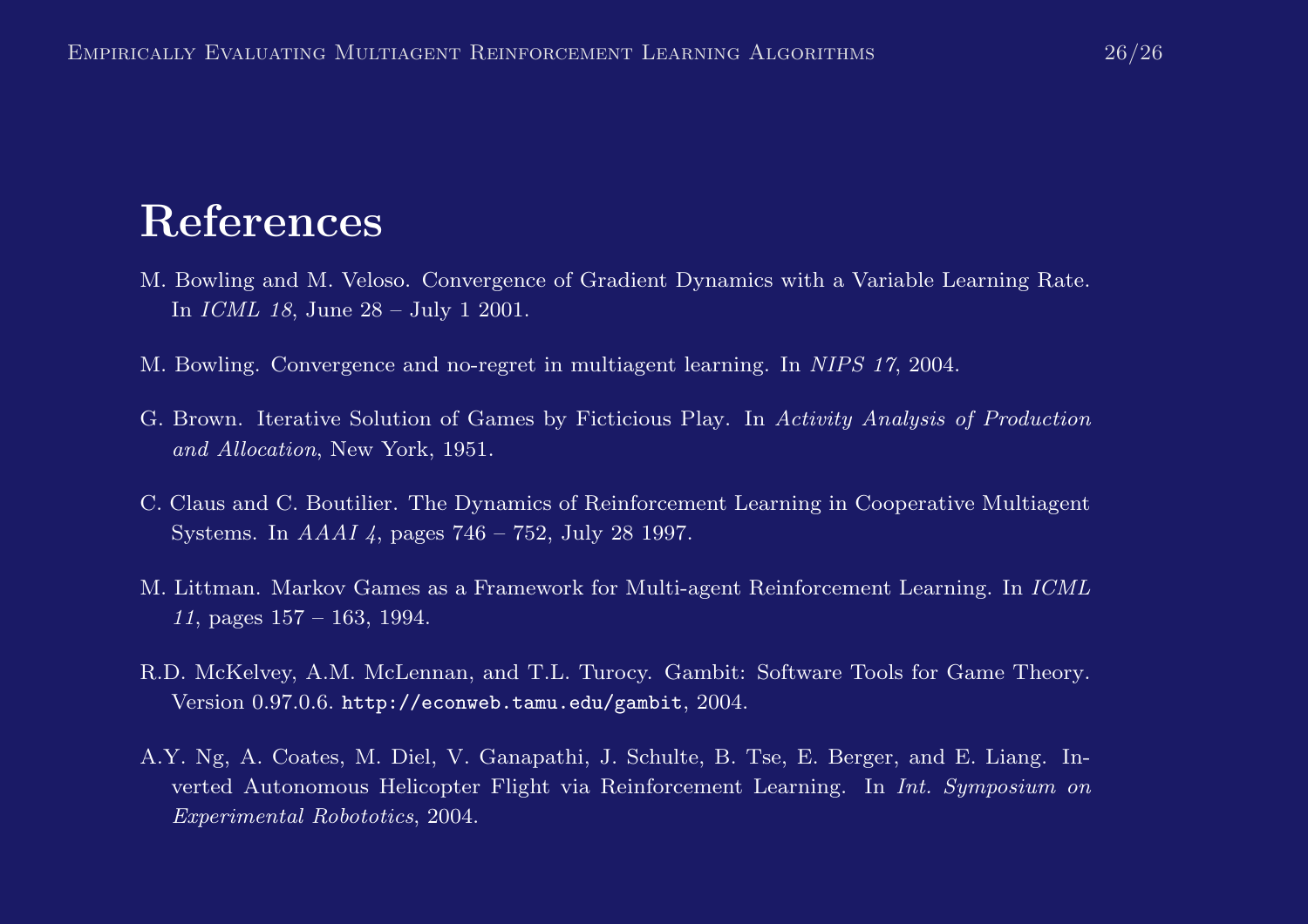# References

M. Bowling and M. Veloso. Convergence of Gradient Dynamics with a Variable Learning Rate. In *ICML 18*, June 28 – July 1 2001.

M. Bowling. Convergence and no-regret in multiagent learning. In *NIPS 17*, 2004.

G. Brown. Iterative Solution of Games by Ficticious Play. In *Activity Analysis of Production and Allocation*, New York, 1951.

C. Claus and C. Boutilier. The Dynamics of Reinforcement Learning in Cooperative Multiagent Systems. In *AAAI 4*, pages 746 – 752, July 28 1997.

M. Littman. Markov Games as a Framework for Multi-agent Reinforcement Learning. In *ICML 11*, pages 157 – 163, 1994.

R.D. McKelvey, A.M. McLennan, and T.L. Turocy. Gambit: Software Tools for Game Theory. Version 0.97.0.6. `http://econweb.tamu.edu/gambit`, 2004.

A.Y. Ng, A. Coates, M. Diel, V. Ganapathi, J. Schulte, B. Tse, E. Berger, and E. Liang. Inverted Autonomous Helicopter Flight via Reinforcement Learning. In *Int. Symposium on Experimental Robototics*, 2004.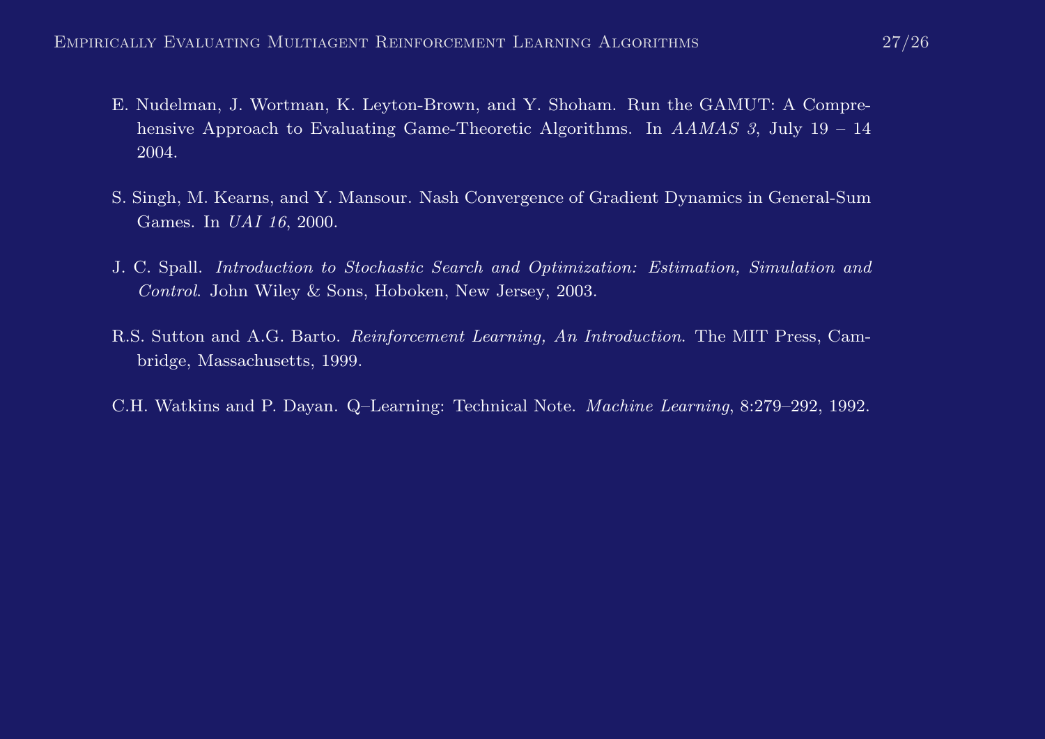E. Nudelman, J. Wortman, K. Leyton-Brown, and Y. Shoham. Run the GAMUT: A Comprehensive Approach to Evaluating Game-Theoretic Algorithms. In *AAMAS 3*, July 19 – 14 2004.

S. Singh, M. Kearns, and Y. Mansour. Nash Convergence of Gradient Dynamics in General-Sum Games. In *UAI 16*, 2000.

J. C. Spall. *Introduction to Stochastic Search and Optimization: Estimation, Simulation and Control*. John Wiley & Sons, Hoboken, New Jersey, 2003.

R.S. Sutton and A.G. Barto. *Reinforcement Learning, An Introduction*. The MIT Press, Cambridge, Massachusetts, 1999.

C.H. Watkins and P. Dayan. Q–Learning: Technical Note. *Machine Learning*, 8:279–292, 1992.